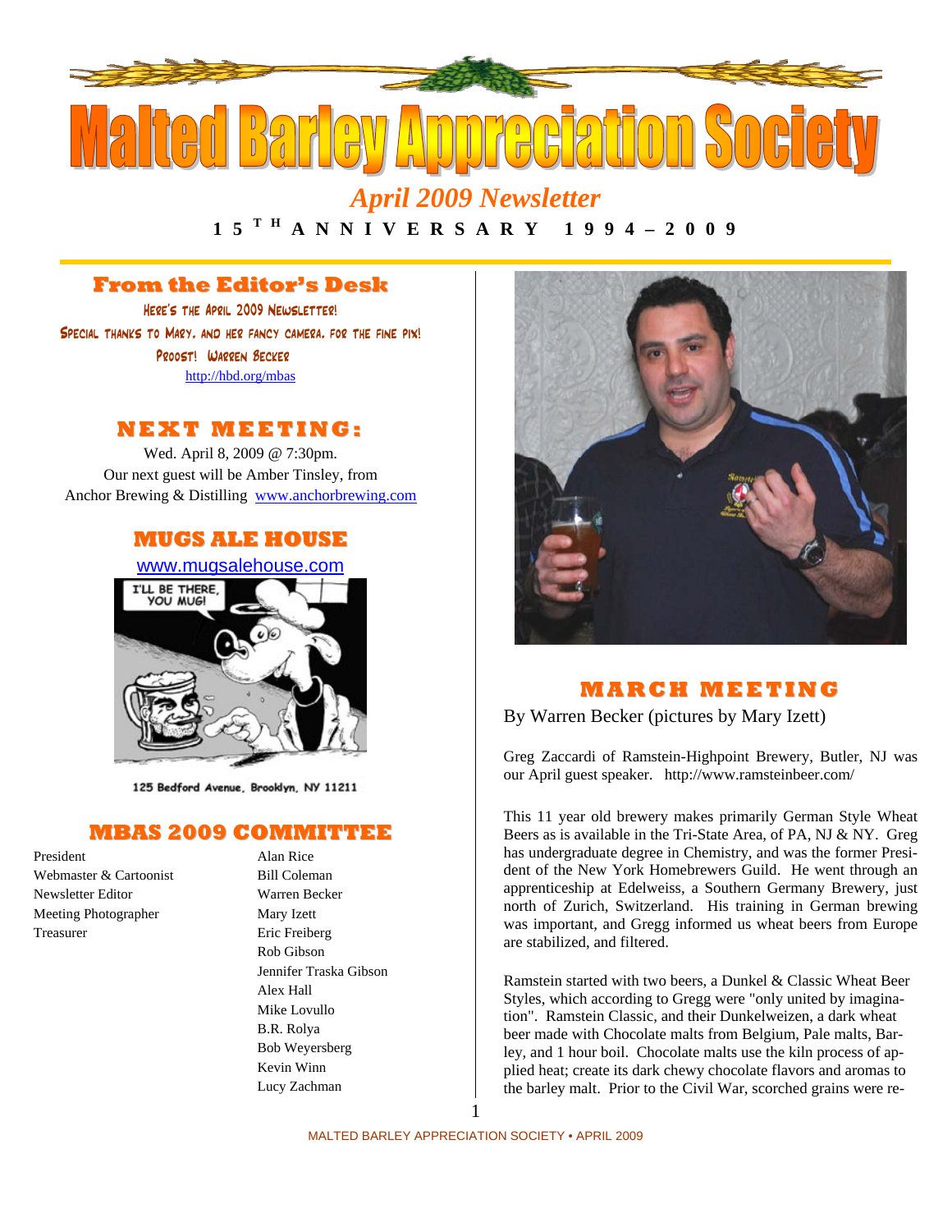# Malted Barley Appreciation Society

*April 2009 Newsletter*

**15TH ANNIVERSARY 1994 – 2009**

## From the Editor's Desk

HERE'S THE APRIL 2009 NEWSLETTER!

SPECIAL THANKS TO MARY, AND HER FANCY CAMERA, FOR THE FINE PIX!

PROOST! WARREN BECKER

http://hbd.org/mbas

## NEXT MEETING:

Wed. April 8, 2009 @ 7:30pm.

Our next guest will be Amber Tinsley, from Anchor Brewing & Distilling www.anchorbrewing.com

## MUGS ALE HOUSE

www.mugsalehouse.com

I'LL BE THERE, YOU MUG!

125 Bedford Avenue, Brooklyn, NY 11211

## MBAS 2009 COMMITTEE

| | |
|---|---|
| President | Alan Rice |
| Webmaster & Cartoonist | Bill Coleman |
| Newsletter Editor | Warren Becker |
| Meeting Photographer | Mary Izett |
| Treasurer | Eric Freiberg |
| | Rob Gibson |
| | Jennifer Traska Gibson |
| | Alex Hall |
| | Mike Lovullo |
| | B.R. Rolya |
| | Bob Weyersberg |
| | Kevin Winn |
| | Lucy Zachman |

## MARCH MEETING

By Warren Becker (pictures by Mary Izett)

Greg Zaccardi of Ramstein-Highpoint Brewery, Butler, NJ was our April guest speaker. http://www.ramsteinbeer.com/

This 11 year old brewery makes primarily German Style Wheat Beers as is available in the Tri-State Area, of PA, NJ & NY. Greg has undergraduate degree in Chemistry, and was the former President of the New York Homebrewers Guild. He went through an apprenticeship at Edelweiss, a Southern Germany Brewery, just north of Zurich, Switzerland. His training in German brewing was important, and Gregg informed us wheat beers from Europe are stabilized, and filtered.

Ramstein started with two beers, a Dunkel & Classic Wheat Beer Styles, which according to Gregg were "only united by imagination". Ramstein Classic, and their Dunkelweizen, a dark wheat beer made with Chocolate malts from Belgium, Pale malts, Barley, and 1 hour boil. Chocolate malts use the kiln process of applied heat; create its dark chewy chocolate flavors and aromas to the barley malt. Prior to the Civil War, scorched grains were re-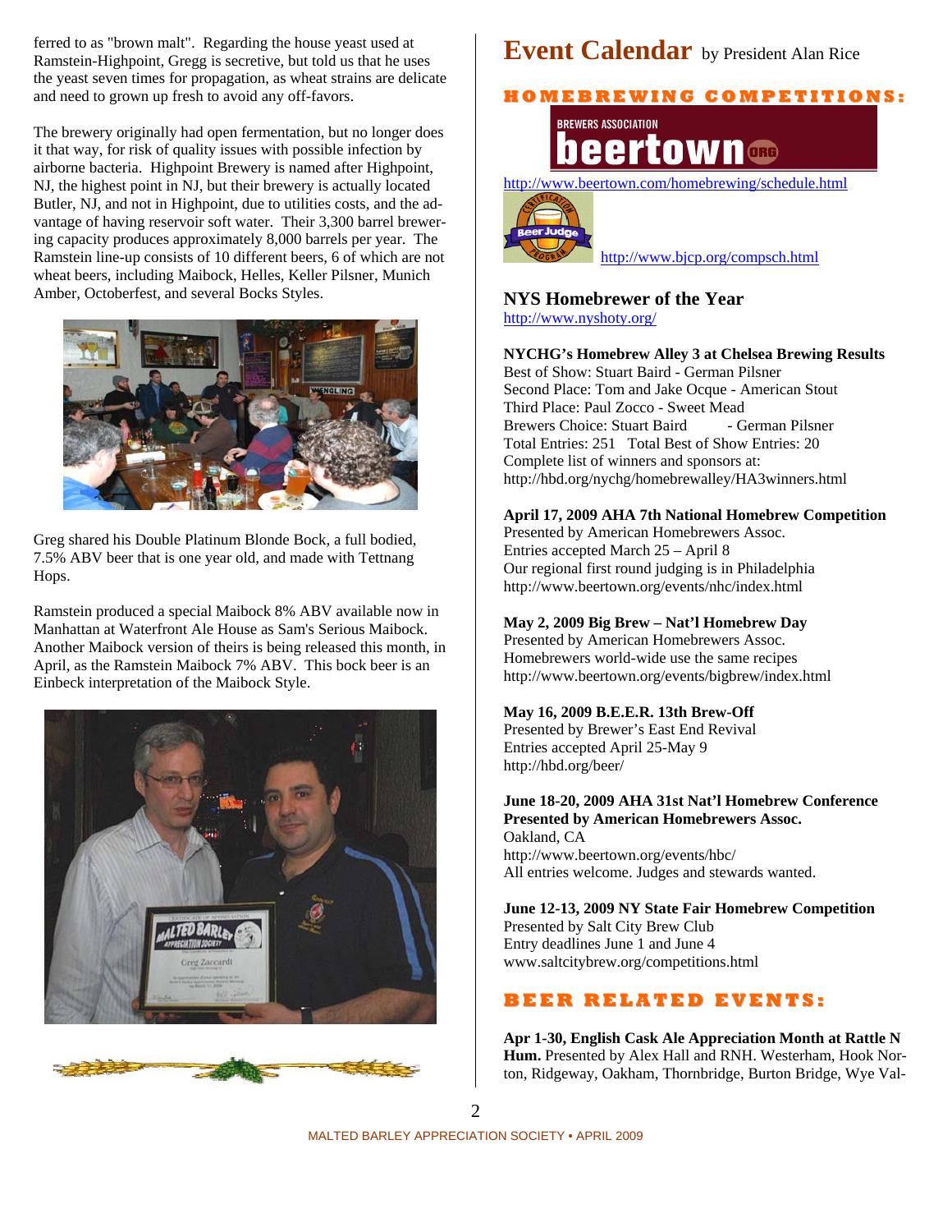ferred to as "brown malt". Regarding the house yeast used at Ramstein-Highpoint, Gregg is secretive, but told us that he uses the yeast seven times for propagation, as wheat strains are delicate and need to grown up fresh to avoid any off-favors.

The brewery originally had open fermentation, but no longer does it that way, for risk of quality issues with possible infection by airborne bacteria. Highpoint Brewery is named after Highpoint, NJ, the highest point in NJ, but their brewery is actually located Butler, NJ, and not in Highpoint, due to utilities costs, and the advantage of having reservoir soft water. Their 3,300 barrel brewering capacity produces approximately 8,000 barrels per year. The Ramstein line-up consists of 10 different beers, 6 of which are not wheat beers, including Maibock, Helles, Keller Pilsner, Munich Amber, Octoberfest, and several Bocks Styles.

Greg shared his Double Platinum Blonde Bock, a full bodied, 7.5% ABV beer that is one year old, and made with Tettnang Hops.

Ramstein produced a special Maibock 8% ABV available now in Manhattan at Waterfront Ale House as Sam's Serious Maibock. Another Maibock version of theirs is being released this month, in April, as the Ramstein Maibock 7% ABV. This bock beer is an Einbeck interpretation of the Maibock Style.

# Event Calendar by President Alan Rice

## HOMEBREWING COMPETITIONS:

http://www.beertown.com/homebrewing/schedule.html

http://www.bjcp.org/compsch.html

### NYS Homebrewer of the Year

http://www.nyshoty.org/

**NYCHG's Homebrew Alley 3 at Chelsea Brewing Results**
Best of Show: Stuart Baird - German Pilsner
Second Place: Tom and Jake Ocque - American Stout
Third Place: Paul Zocco - Sweet Mead
Brewers Choice: Stuart Baird - German Pilsner
Total Entries: 251 Total Best of Show Entries: 20
Complete list of winners and sponsors at:
http://hbd.org/nychg/homebrewalley/HA3winners.html

**April 17, 2009 AHA 7th National Homebrew Competition**
Presented by American Homebrewers Assoc.
Entries accepted March 25 – April 8
Our regional first round judging is in Philadelphia
http://www.beertown.org/events/nhc/index.html

**May 2, 2009 Big Brew – Nat'l Homebrew Day**
Presented by American Homebrewers Assoc.
Homebrewers world-wide use the same recipes
http://www.beertown.org/events/bigbrew/index.html

**May 16, 2009 B.E.E.R. 13th Brew-Off**
Presented by Brewer's East End Revival
Entries accepted April 25-May 9
http://hbd.org/beer/

**June 18-20, 2009 AHA 31st Nat'l Homebrew Conference**
**Presented by American Homebrewers Assoc.**
Oakland, CA
http://www.beertown.org/events/hbc/
All entries welcome. Judges and stewards wanted.

**June 12-13, 2009 NY State Fair Homebrew Competition**
Presented by Salt City Brew Club
Entry deadlines June 1 and June 4
www.saltcitybrew.org/competitions.html

## BEER RELATED EVENTS:

**Apr 1-30, English Cask Ale Appreciation Month at Rattle N Hum.** Presented by Alex Hall and RNH. Westerham, Hook Norton, Ridgeway, Oakham, Thornbridge, Burton Bridge, Wye Val-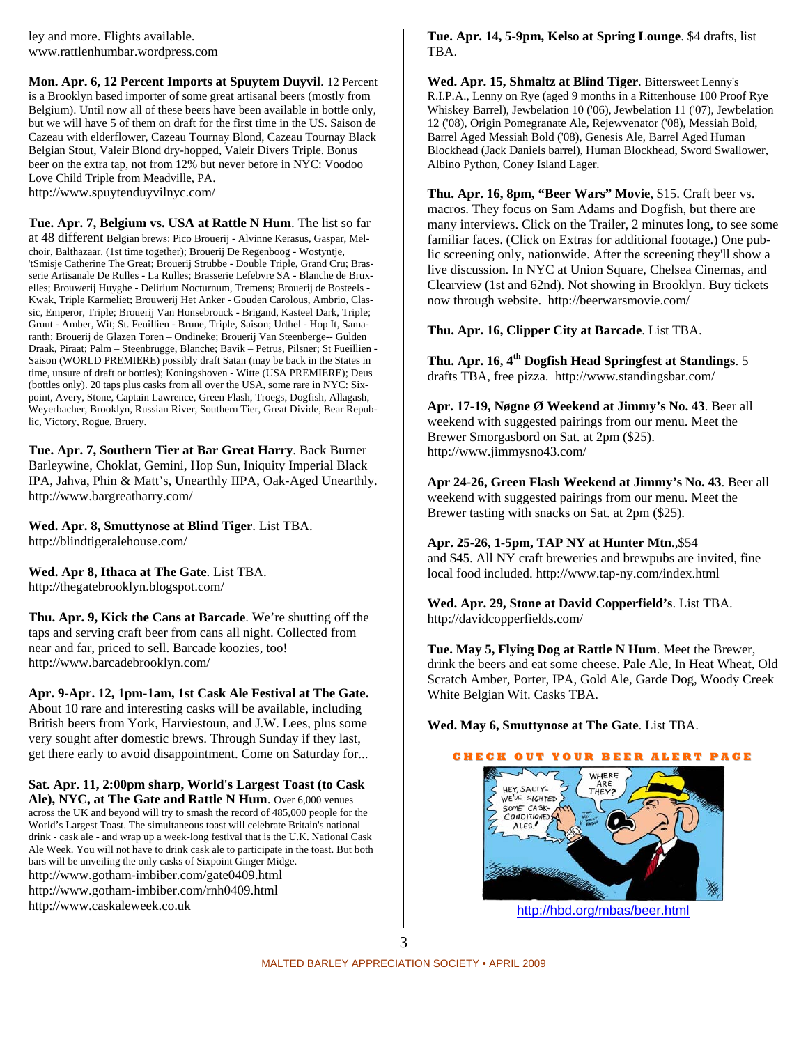ley and more. Flights available. www.rattlenhumbar.wordpress.com

**Mon. Apr. 6, 12 Percent Imports at Spuytem Duyvil**. 12 Percent is a Brooklyn based importer of some great artisanal beers (mostly from Belgium). Until now all of these beers have been available in bottle only, but we will have 5 of them on draft for the first time in the US. Saison de Cazeau with elderflower, Cazeau Tournay Blond, Cazeau Tournay Black Belgian Stout, Valeir Blond dry-hopped, Valeir Divers Triple. Bonus beer on the extra tap, not from 12% but never before in NYC: Voodoo Love Child Triple from Meadville, PA.
http://www.spuytenduyvilnyc.com/

**Tue. Apr. 7, Belgium vs. USA at Rattle N Hum**. The list so far at 48 different Belgian brews: Pico Brouerij - Alvinne Kerasus, Gaspar, Melchoir, Balthazaar. (1st time together); Brouerij De Regenboog - Wostyntje, 'tSmisje Catherine The Great; Brouerij Strubbe - Double Triple, Grand Cru; Brasserie Artisanale De Rulles - La Rulles; Brasserie Lefebvre SA - Blanche de Bruxelles; Brouwerij Huyghe - Delirium Nocturnum, Tremens; Brouerij de Bosteels - Kwak, Triple Karmeliet; Brouwerij Het Anker - Gouden Carolous, Ambrio, Classic, Emperor, Triple; Brouerij Van Honsebrouck - Brigand, Kasteel Dark, Triple; Gruut - Amber, Wit; St. Feuillien - Brune, Triple, Saison; Urthel - Hop It, Samaranth; Brouerij de Glazen Toren – Ondineke; Brouerij Van Steenberge-- Gulden Draak, Piraat; Palm – Steenbrugge, Blanche; Bavik – Petrus, Pilsner; St Fueillien - Saison (WORLD PREMIERE) possibly draft Satan (may be back in the States in time, unsure of draft or bottles); Koningshoven - Witte (USA PREMIERE); Deus (bottles only). 20 taps plus casks from all over the USA, some rare in NYC: Sixpoint, Avery, Stone, Captain Lawrence, Green Flash, Troegs, Dogfish, Allagash, Weyerbacher, Brooklyn, Russian River, Southern Tier, Great Divide, Bear Republic, Victory, Rogue, Bruery.

**Tue. Apr. 7, Southern Tier at Bar Great Harry**. Back Burner Barleywine, Choklat, Gemini, Hop Sun, Iniquity Imperial Black IPA, Jahva, Phin & Matt's, Unearthly IIPA, Oak-Aged Unearthly.
http://www.bargreatharry.com/

**Wed. Apr. 8, Smuttynose at Blind Tiger**. List TBA.
http://blindtigeralehouse.com/

**Wed. Apr 8, Ithaca at The Gate**. List TBA.
http://thegatebrooklyn.blogspot.com/

**Thu. Apr. 9, Kick the Cans at Barcade**. We're shutting off the taps and serving craft beer from cans all night. Collected from near and far, priced to sell. Barcade koozies, too!
http://www.barcadebrooklyn.com/

**Apr. 9-Apr. 12, 1pm-1am, 1st Cask Ale Festival at The Gate.** About 10 rare and interesting casks will be available, including British beers from York, Harviestoun, and J.W. Lees, plus some very sought after domestic brews. Through Sunday if they last, get there early to avoid disappointment. Come on Saturday for...

**Sat. Apr. 11, 2:00pm sharp, World's Largest Toast (to Cask Ale), NYC, at The Gate and Rattle N Hum.** Over 6,000 venues across the UK and beyond will try to smash the record of 485,000 people for the World's Largest Toast. The simultaneous toast will celebrate Britain's national drink - cask ale - and wrap up a week-long festival that is the U.K. National Cask Ale Week. You will not have to drink cask ale to participate in the toast. But both bars will be unveiling the only casks of Sixpoint Ginger Midge.
http://www.gotham-imbiber.com/gate0409.html
http://www.gotham-imbiber.com/rnh0409.html
http://www.caskaleweek.co.uk

**Tue. Apr. 14, 5-9pm, Kelso at Spring Lounge**. $4 drafts, list TBA.

**Wed. Apr. 15, Shmaltz at Blind Tiger**. Bittersweet Lenny's R.I.P.A., Lenny on Rye (aged 9 months in a Rittenhouse 100 Proof Rye Whiskey Barrel), Jewbelation 10 ('06), Jewbelation 11 ('07), Jewbelation 12 ('08), Origin Pomegranate Ale, Rejewvenator ('08), Messiah Bold, Barrel Aged Messiah Bold ('08), Genesis Ale, Barrel Aged Human Blockhead (Jack Daniels barrel), Human Blockhead, Sword Swallower, Albino Python, Coney Island Lager.

**Thu. Apr. 16, 8pm, "Beer Wars" Movie**, $15. Craft beer vs. macros. They focus on Sam Adams and Dogfish, but there are many interviews. Click on the Trailer, 2 minutes long, to see some familiar faces. (Click on Extras for additional footage.) One public screening only, nationwide. After the screening they'll show a live discussion. In NYC at Union Square, Chelsea Cinemas, and Clearview (1st and 62nd). Not showing in Brooklyn. Buy tickets now through website. http://beerwarsmovie.com/

**Thu. Apr. 16, Clipper City at Barcade**. List TBA.

**Thu. Apr. 16, 4th Dogfish Head Springfest at Standings**. 5 drafts TBA, free pizza. http://www.standingsbar.com/

**Apr. 17-19, Nøgne Ø Weekend at Jimmy's No. 43**. Beer all weekend with suggested pairings from our menu. Meet the Brewer Smorgasbord on Sat. at 2pm ($25).
http://www.jimmysno43.com/

**Apr 24-26, Green Flash Weekend at Jimmy's No. 43**. Beer all weekend with suggested pairings from our menu. Meet the Brewer tasting with snacks on Sat. at 2pm ($25).

**Apr. 25-26, 1-5pm, TAP NY at Hunter Mtn.**,$54 and $45. All NY craft breweries and brewpubs are invited, fine local food included. http://www.tap-ny.com/index.html

**Wed. Apr. 29, Stone at David Copperfield's**. List TBA.
http://davidcopperfields.com/

**Tue. May 5, Flying Dog at Rattle N Hum**. Meet the Brewer, drink the beers and eat some cheese. Pale Ale, In Heat Wheat, Old Scratch Amber, Porter, IPA, Gold Ale, Garde Dog, Woody Creek White Belgian Wit. Casks TBA.

**Wed. May 6, Smuttynose at The Gate**. List TBA.

CHECK OUT YOUR BEER ALERT PAGE

http://hbd.org/mbas/beer.html